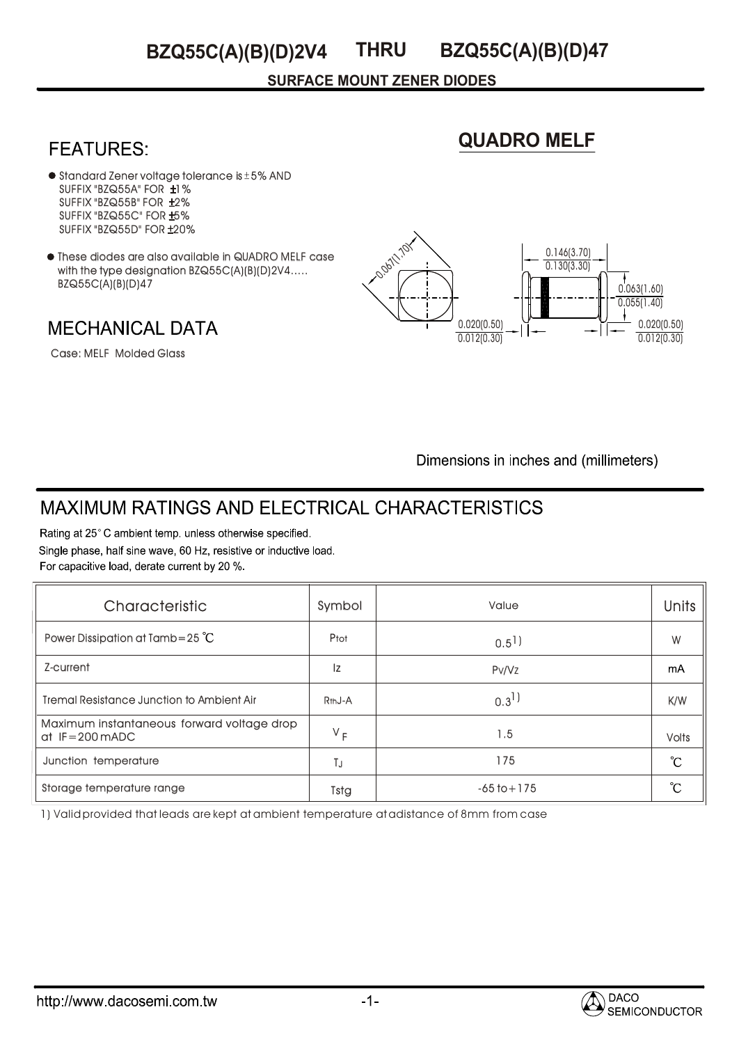# BZQ55C(A)(B)(D)2V4 THRU BZQ55C(A)(B)(D)47

**SURFACE MOUNT ZENER DIODES**

## FEATURES:

- Standard Zener voltage tolerance is ±5% AND
  SUFFIX "BZQ55A" FOR ±1%
  SUFFIX "BZQ55B" FOR ±2%
  SUFFIX "BZQ55C" FOR ±5%
  SUFFIX "BZQ55D" FOR ±20%
- These diodes are also available in QUADRO MELF case with the type designation BZQ55C(A)(B)(D)2V4..... BZQ55C(A)(B)(D)47

## QUADRO MELF

0.067(1.70)

0.146(3.70)
0.130(3.30)

0.063(1.60)
0.055(1.40)

0.020(0.50)
0.012(0.30)

0.020(0.50)
0.012(0.30)

Dimensions in inches and (millimeters)

## MECHANICAL DATA

Case: MELF Molded Glass

## MAXIMUM RATINGS AND ELECTRICAL CHARACTERISTICS

Rating at 25° C ambient temp. unless otherwise specified.
Single phase, half sine wave, 60 Hz, resistive or inductive load.
For capacitive load, derate current by 20 %.

| Characteristic | Symbol | Value | Units |
|---|---|---|---|
| Power Dissipation at Tamb=25 ℃ | $P_{tot}$ | 0.5 1) | W |
| Z-current | $I_Z$ | Pv/Vz | mA |
| Tremal Resistance Junction to Ambient Air | $R_{thJ-A}$ | 0.3 1) | K/W |
| Maximum instantaneous forward voltage drop at IF=200 mADC | $V_F$ | 1.5 | Volts |
| Junction temperature | $T_J$ | 175 | ℃ |
| Storage temperature range | Tstg | -65 to+175 | ℃ |

1) Valid provided that leads are kept at ambient temperature at a distance of 8mm from case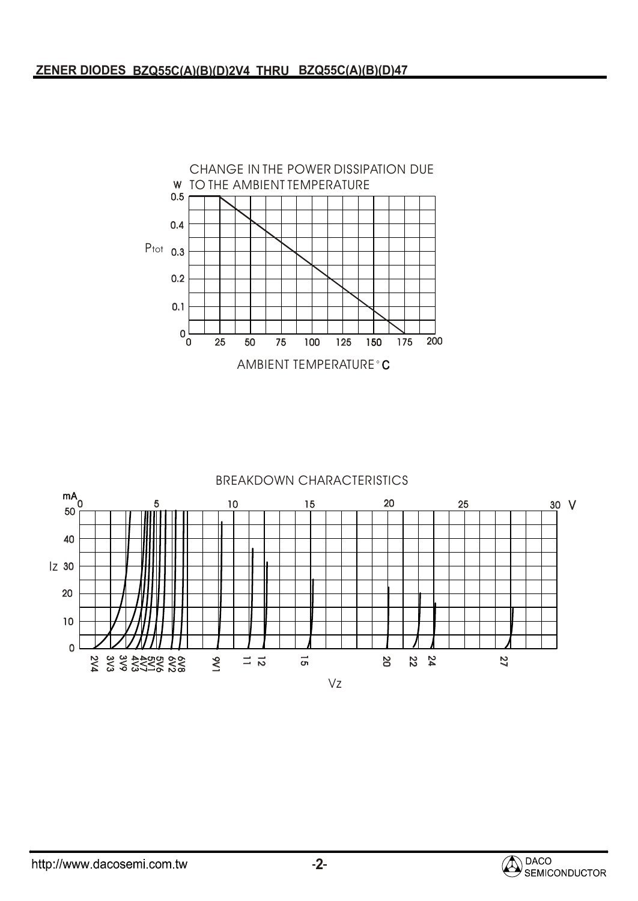ZENER DIODES BZQ55C(A)(B)(D)2V4 THRU BZQ55C(A)(B)(D)47

CHANGE IN THE POWER DISSIPATION DUE TO THE AMBIENT TEMPERATURE

W
0.5
0.4
$P_{tot}$ 0.3
0.2
0.1
0

0 25 50 75 100 125 150 175 200

AMBIENT TEMPERATURE °C

BREAKDOWN CHARACTERISTICS

mA
50
40
Iz 30
20
10
0

0 5 10 15 20 25 30 V

2V4 3V3 3V9 4V3 4V7 5V1 5V6 6V2 6V8 9V1 11 12 15 20 22 24 27

Vz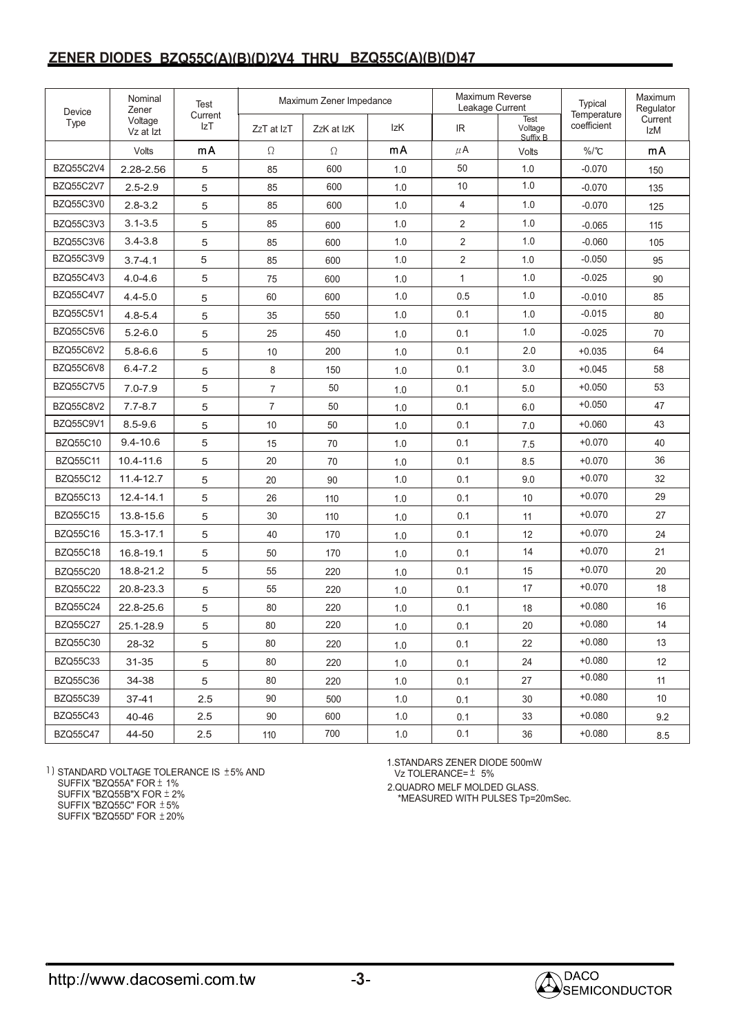## ZENER DIODES BZQ55C(A)(B)(D)2V4 THRU BZQ55C(A)(B)(D)47

| Device Type | Nominal Zener Voltage Vz at Izt | Test Current IzT | Maximum Zener Impedance | | | Maximum Reverse Leakage Current | | Typical Temperature coefficient | Maximum Regulator Current IzM |
|---|---|---|---|---|---|---|---|---|---|
| | | | ZzT at IzT | ZzK at IzK | IzK | IR | Test Voltage Suffix B | | |
| | Volts | mA | Ω | Ω | mA | μA | Volts | %/℃ | mA |
| BZQ55C2V4 | 2.28-2.56 | 5 | 85 | 600 | 1.0 | 50 | 1.0 | -0.070 | 150 |
| BZQ55C2V7 | 2.5-2.9 | 5 | 85 | 600 | 1.0 | 10 | 1.0 | -0.070 | 135 |
| BZQ55C3V0 | 2.8-3.2 | 5 | 85 | 600 | 1.0 | 4 | 1.0 | -0.070 | 125 |
| BZQ55C3V3 | 3.1-3.5 | 5 | 85 | 600 | 1.0 | 2 | 1.0 | -0.065 | 115 |
| BZQ55C3V6 | 3.4-3.8 | 5 | 85 | 600 | 1.0 | 2 | 1.0 | -0.060 | 105 |
| BZQ55C3V9 | 3.7-4.1 | 5 | 85 | 600 | 1.0 | 2 | 1.0 | -0.050 | 95 |
| BZQ55C4V3 | 4.0-4.6 | 5 | 75 | 600 | 1.0 | 1 | 1.0 | -0.025 | 90 |
| BZQ55C4V7 | 4.4-5.0 | 5 | 60 | 600 | 1.0 | 0.5 | 1.0 | -0.010 | 85 |
| BZQ55C5V1 | 4.8-5.4 | 5 | 35 | 550 | 1.0 | 0.1 | 1.0 | -0.015 | 80 |
| BZQ55C5V6 | 5.2-6.0 | 5 | 25 | 450 | 1.0 | 0.1 | 1.0 | -0.025 | 70 |
| BZQ55C6V2 | 5.8-6.6 | 5 | 10 | 200 | 1.0 | 0.1 | 2.0 | +0.035 | 64 |
| BZQ55C6V8 | 6.4-7.2 | 5 | 8 | 150 | 1.0 | 0.1 | 3.0 | +0.045 | 58 |
| BZQ55C7V5 | 7.0-7.9 | 5 | 7 | 50 | 1.0 | 0.1 | 5.0 | +0.050 | 53 |
| BZQ55C8V2 | 7.7-8.7 | 5 | 7 | 50 | 1.0 | 0.1 | 6.0 | +0.050 | 47 |
| BZQ55C9V1 | 8.5-9.6 | 5 | 10 | 50 | 1.0 | 0.1 | 7.0 | +0.060 | 43 |
| BZQ55C10 | 9.4-10.6 | 5 | 15 | 70 | 1.0 | 0.1 | 7.5 | +0.070 | 40 |
| BZQ55C11 | 10.4-11.6 | 5 | 20 | 70 | 1.0 | 0.1 | 8.5 | +0.070 | 36 |
| BZQ55C12 | 11.4-12.7 | 5 | 20 | 90 | 1.0 | 0.1 | 9.0 | +0.070 | 32 |
| BZQ55C13 | 12.4-14.1 | 5 | 26 | 110 | 1.0 | 0.1 | 10 | +0.070 | 29 |
| BZQ55C15 | 13.8-15.6 | 5 | 30 | 110 | 1.0 | 0.1 | 11 | +0.070 | 27 |
| BZQ55C16 | 15.3-17.1 | 5 | 40 | 170 | 1.0 | 0.1 | 12 | +0.070 | 24 |
| BZQ55C18 | 16.8-19.1 | 5 | 50 | 170 | 1.0 | 0.1 | 14 | +0.070 | 21 |
| BZQ55C20 | 18.8-21.2 | 5 | 55 | 220 | 1.0 | 0.1 | 15 | +0.070 | 20 |
| BZQ55C22 | 20.8-23.3 | 5 | 55 | 220 | 1.0 | 0.1 | 17 | +0.070 | 18 |
| BZQ55C24 | 22.8-25.6 | 5 | 80 | 220 | 1.0 | 0.1 | 18 | +0.080 | 16 |
| BZQ55C27 | 25.1-28.9 | 5 | 80 | 220 | 1.0 | 0.1 | 20 | +0.080 | 14 |
| BZQ55C30 | 28-32 | 5 | 80 | 220 | 1.0 | 0.1 | 22 | +0.080 | 13 |
| BZQ55C33 | 31-35 | 5 | 80 | 220 | 1.0 | 0.1 | 24 | +0.080 | 12 |
| BZQ55C36 | 34-38 | 5 | 80 | 220 | 1.0 | 0.1 | 27 | +0.080 | 11 |
| BZQ55C39 | 37-41 | 2.5 | 90 | 500 | 1.0 | 0.1 | 30 | +0.080 | 10 |
| BZQ55C43 | 40-46 | 2.5 | 90 | 600 | 1.0 | 0.1 | 33 | +0.080 | 9.2 |
| BZQ55C47 | 44-50 | 2.5 | 110 | 700 | 1.0 | 0.1 | 36 | +0.080 | 8.5 |

1) STANDARD VOLTAGE TOLERANCE IS ±5% AND
SUFFIX "BZQ55A" FOR ± 1%
SUFFIX "BZQ55B"X FOR ± 2%
SUFFIX "BZQ55C" FOR ±5%
SUFFIX "BZQ55D" FOR ±20%

1.STANDARS ZENER DIODE 500mW
Vz TOLERANCE= ± 5%
2.QUADRO MELF MOLDED GLASS.
*MEASURED WITH PULSES Tp=20mSec.